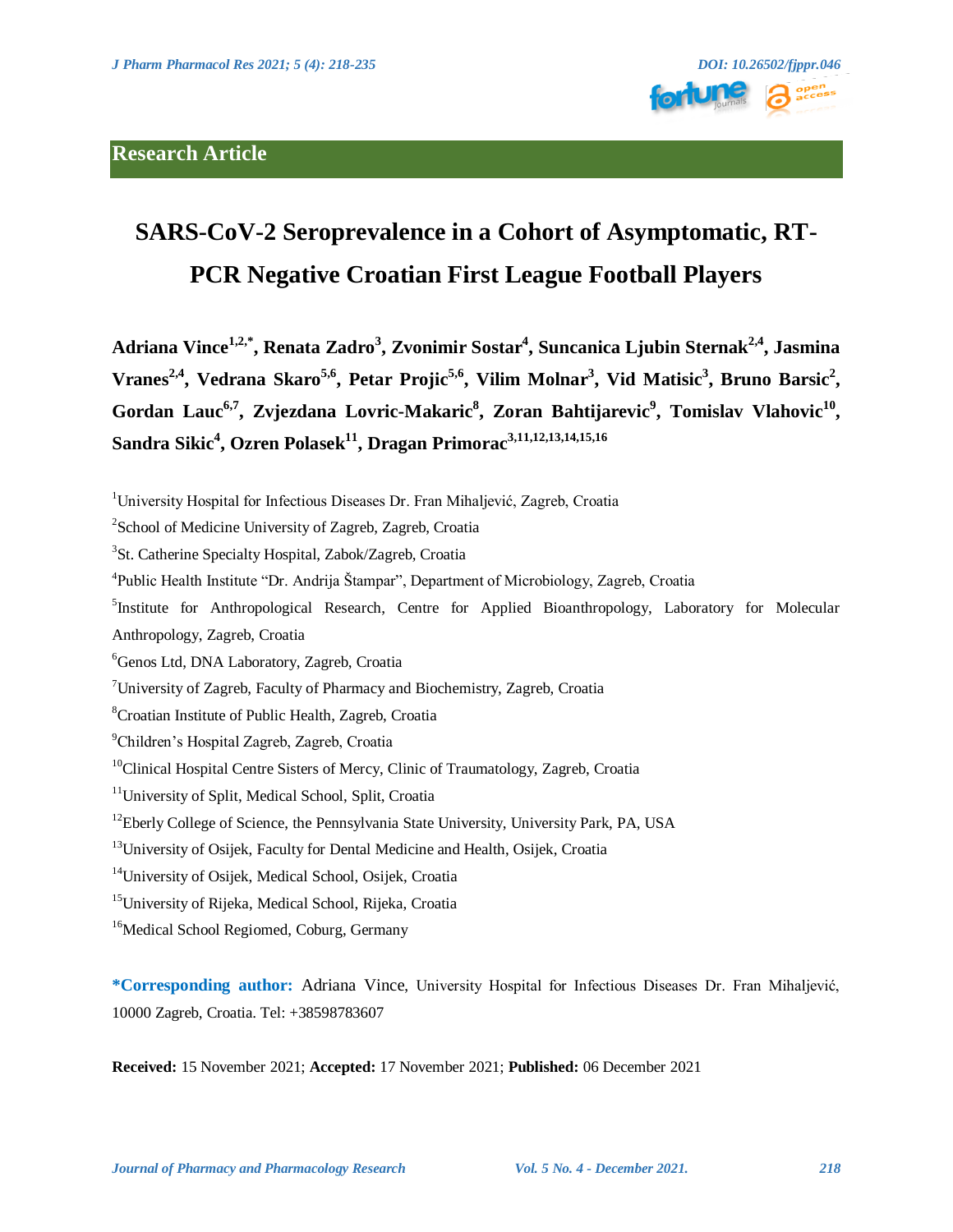**Research Article**

# SARS-CoV-2 Seroprevalence in a Cohort of Asymptomatic, RT-PCR Negative Croatian First League Football Players

**Adriana Vince[1,2,*], Renata Zadro[3], Zvonimir Sostar[4], Suncanica Ljubin Sternak[2,4], Jasmina Vranes[2,4], Vedrana Skaro[5,6], Petar Projic[5,6], Vilim Molnar[3], Vid Matisic[3], Bruno Barsic[2], Gordan Lauc[6,7], Zvjezdana Lovric-Makaric[8], Zoran Bahtijarevic[9], Tomislav Vlahovic[10], Sandra Sikic[4], Ozren Polasek[11], Dragan Primorac[3,11,12,13,14,15,16]**

[1]University Hospital for Infectious Diseases Dr. Fran Mihaljević, Zagreb, Croatia

[2]School of Medicine University of Zagreb, Zagreb, Croatia

[3]St. Catherine Specialty Hospital, Zabok/Zagreb, Croatia

[4]Public Health Institute "Dr. Andrija Štampar", Department of Microbiology, Zagreb, Croatia

[5]Institute for Anthropological Research, Centre for Applied Bioanthropology, Laboratory for Molecular Anthropology, Zagreb, Croatia

[6]Genos Ltd, DNA Laboratory, Zagreb, Croatia

[7]University of Zagreb, Faculty of Pharmacy and Biochemistry, Zagreb, Croatia

[8]Croatian Institute of Public Health, Zagreb, Croatia

[9]Children's Hospital Zagreb, Zagreb, Croatia

[10]Clinical Hospital Centre Sisters of Mercy, Clinic of Traumatology, Zagreb, Croatia

[11]University of Split, Medical School, Split, Croatia

[12]Eberly College of Science, the Pennsylvania State University, University Park, PA, USA

[13]University of Osijek, Faculty for Dental Medicine and Health, Osijek, Croatia

[14]University of Osijek, Medical School, Osijek, Croatia

[15]University of Rijeka, Medical School, Rijeka, Croatia

[16]Medical School Regiomed, Coburg, Germany

**\*Corresponding author:** Adriana Vince, University Hospital for Infectious Diseases Dr. Fran Mihaljević, 10000 Zagreb, Croatia. Tel: +38598783607

**Received:** 15 November 2021; **Accepted:** 17 November 2021; **Published:** 06 December 2021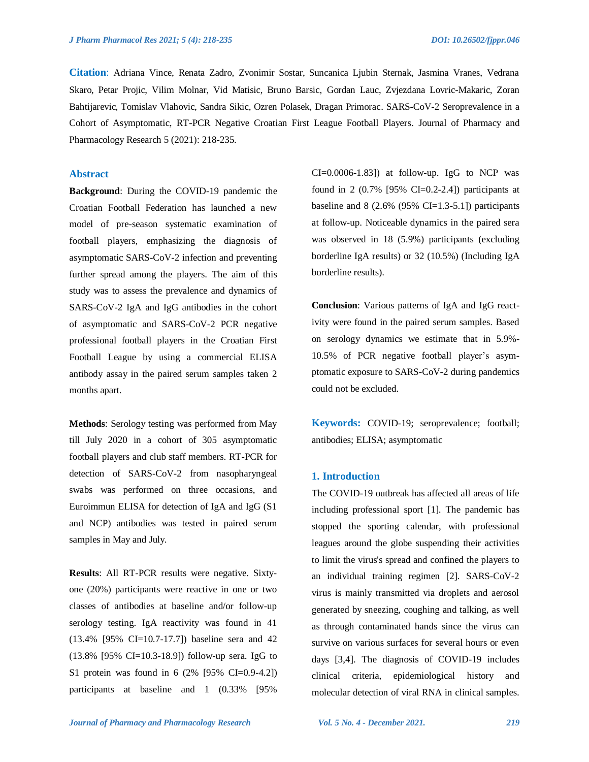**Citation**: Adriana Vince, Renata Zadro, Zvonimir Sostar, Suncanica Ljubin Sternak, Jasmina Vranes, Vedrana Skaro, Petar Projic, Vilim Molnar, Vid Matisic, Bruno Barsic, Gordan Lauc, Zvjezdana Lovric-Makaric, Zoran Bahtijarevic, Tomislav Vlahovic, Sandra Sikic, Ozren Polasek, Dragan Primorac. SARS-CoV-2 Seroprevalence in a Cohort of Asymptomatic, RT-PCR Negative Croatian First League Football Players. Journal of Pharmacy and Pharmacology Research 5 (2021): 218-235.

## Abstract

**Background**: During the COVID-19 pandemic the Croatian Football Federation has launched a new model of pre-season systematic examination of football players, emphasizing the diagnosis of asymptomatic SARS-CoV-2 infection and preventing further spread among the players. The aim of this study was to assess the prevalence and dynamics of SARS-CoV-2 IgA and IgG antibodies in the cohort of asymptomatic and SARS-CoV-2 PCR negative professional football players in the Croatian First Football League by using a commercial ELISA antibody assay in the paired serum samples taken 2 months apart.

**Methods**: Serology testing was performed from May till July 2020 in a cohort of 305 asymptomatic football players and club staff members. RT-PCR for detection of SARS-CoV-2 from nasopharyngeal swabs was performed on three occasions, and Euroimmun ELISA for detection of IgA and IgG (S1 and NCP) antibodies was tested in paired serum samples in May and July.

**Results**: All RT-PCR results were negative. Sixty-one (20%) participants were reactive in one or two classes of antibodies at baseline and/or follow-up serology testing. IgA reactivity was found in 41 (13.4% [95% CI=10.7-17.7]) baseline sera and 42 (13.8% [95% CI=10.3-18.9]) follow-up sera. IgG to S1 protein was found in 6 (2% [95% CI=0.9-4.2]) participants at baseline and 1 (0.33% [95% CI=0.0006-1.83]) at follow-up. IgG to NCP was found in 2 (0.7% [95% CI=0.2-2.4]) participants at baseline and 8 (2.6% (95% CI=1.3-5.1]) participants at follow-up. Noticeable dynamics in the paired sera was observed in 18 (5.9%) participants (excluding borderline IgA results) or 32 (10.5%) (Including IgA borderline results).

**Conclusion**: Various patterns of IgA and IgG reactivity were found in the paired serum samples. Based on serology dynamics we estimate that in 5.9%-10.5% of PCR negative football player's asymptomatic exposure to SARS-CoV-2 during pandemics could not be excluded.

**Keywords:** COVID-19; seroprevalence; football; antibodies; ELISA; asymptomatic

## 1. Introduction

The COVID-19 outbreak has affected all areas of life including professional sport [1]. The pandemic has stopped the sporting calendar, with professional leagues around the globe suspending their activities to limit the virus's spread and confined the players to an individual training regimen [2]. SARS-CoV-2 virus is mainly transmitted via droplets and aerosol generated by sneezing, coughing and talking, as well as through contaminated hands since the virus can survive on various surfaces for several hours or even days [3,4]. The diagnosis of COVID-19 includes clinical criteria, epidemiological history and molecular detection of viral RNA in clinical samples.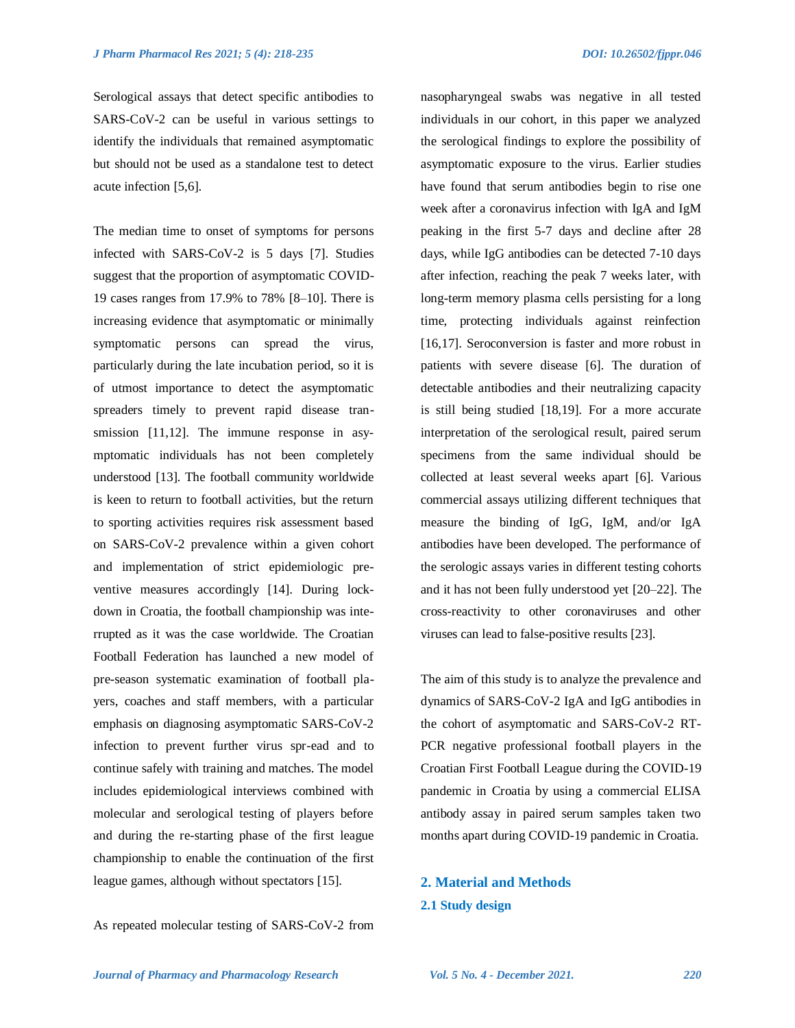Serological assays that detect specific antibodies to SARS-CoV-2 can be useful in various settings to identify the individuals that remained asymptomatic but should not be used as a standalone test to detect acute infection [5,6].

The median time to onset of symptoms for persons infected with SARS-CoV-2 is 5 days [7]. Studies suggest that the proportion of asymptomatic COVID-19 cases ranges from 17.9% to 78% [8–10]. There is increasing evidence that asymptomatic or minimally symptomatic persons can spread the virus, particularly during the late incubation period, so it is of utmost importance to detect the asymptomatic spreaders timely to prevent rapid disease transmission [11,12]. The immune response in asymptomatic individuals has not been completely understood [13]. The football community worldwide is keen to return to football activities, but the return to sporting activities requires risk assessment based on SARS-CoV-2 prevalence within a given cohort and implementation of strict epidemiologic preventive measures accordingly [14]. During lockdown in Croatia, the football championship was interrupted as it was the case worldwide. The Croatian Football Federation has launched a new model of pre-season systematic examination of football players, coaches and staff members, with a particular emphasis on diagnosing asymptomatic SARS-CoV-2 infection to prevent further virus spread and to continue safely with training and matches. The model includes epidemiological interviews combined with molecular and serological testing of players before and during the re-starting phase of the first league championship to enable the continuation of the first league games, although without spectators [15].

As repeated molecular testing of SARS-CoV-2 from nasopharyngeal swabs was negative in all tested individuals in our cohort, in this paper we analyzed the serological findings to explore the possibility of asymptomatic exposure to the virus. Earlier studies have found that serum antibodies begin to rise one week after a coronavirus infection with IgA and IgM peaking in the first 5-7 days and decline after 28 days, while IgG antibodies can be detected 7-10 days after infection, reaching the peak 7 weeks later, with long-term memory plasma cells persisting for a long time, protecting individuals against reinfection [16,17]. Seroconversion is faster and more robust in patients with severe disease [6]. The duration of detectable antibodies and their neutralizing capacity is still being studied [18,19]. For a more accurate interpretation of the serological result, paired serum specimens from the same individual should be collected at least several weeks apart [6]. Various commercial assays utilizing different techniques that measure the binding of IgG, IgM, and/or IgA antibodies have been developed. The performance of the serologic assays varies in different testing cohorts and it has not been fully understood yet [20–22]. The cross-reactivity to other coronaviruses and other viruses can lead to false-positive results [23].

The aim of this study is to analyze the prevalence and dynamics of SARS-CoV-2 IgA and IgG antibodies in the cohort of asymptomatic and SARS-CoV-2 RT-PCR negative professional football players in the Croatian First Football League during the COVID-19 pandemic in Croatia by using a commercial ELISA antibody assay in paired serum samples taken two months apart during COVID-19 pandemic in Croatia.

## 2. Material and Methods

### 2.1 Study design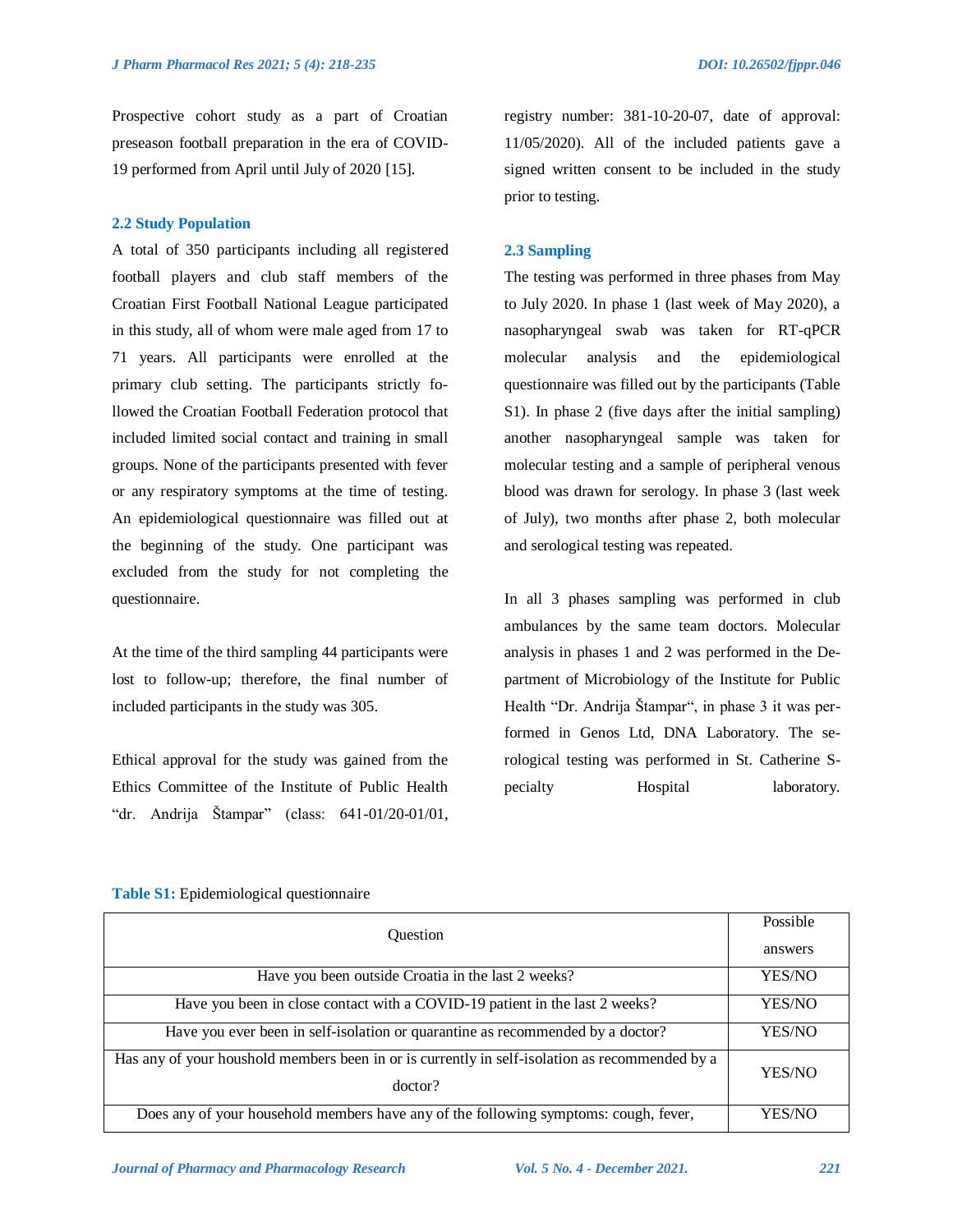Prospective cohort study as a part of Croatian preseason football preparation in the era of COVID-19 performed from April until July of 2020 [15].

### 2.2 Study Population

A total of 350 participants including all registered football players and club staff members of the Croatian First Football National League participated in this study, all of whom were male aged from 17 to 71 years. All participants were enrolled at the primary club setting. The participants strictly followed the Croatian Football Federation protocol that included limited social contact and training in small groups. None of the participants presented with fever or any respiratory symptoms at the time of testing. An epidemiological questionnaire was filled out at the beginning of the study. One participant was excluded from the study for not completing the questionnaire.

At the time of the third sampling 44 participants were lost to follow-up; therefore, the final number of included participants in the study was 305.

Ethical approval for the study was gained from the Ethics Committee of the Institute of Public Health "dr. Andrija Štampar" (class: 641-01/20-01/01, registry number: 381-10-20-07, date of approval: 11/05/2020). All of the included patients gave a signed written consent to be included in the study prior to testing.

### 2.3 Sampling

The testing was performed in three phases from May to July 2020. In phase 1 (last week of May 2020), a nasopharyngeal swab was taken for RT-qPCR molecular analysis and the epidemiological questionnaire was filled out by the participants (Table S1). In phase 2 (five days after the initial sampling) another nasopharyngeal sample was taken for molecular testing and a sample of peripheral venous blood was drawn for serology. In phase 3 (last week of July), two months after phase 2, both molecular and serological testing was repeated.

In all 3 phases sampling was performed in club ambulances by the same team doctors. Molecular analysis in phases 1 and 2 was performed in the Department of Microbiology of the Institute for Public Health "Dr. Andrija Štampar", in phase 3 it was performed in Genos Ltd, DNA Laboratory. The serological testing was performed in St. Catherine Specialty Hospital laboratory.

**Table S1:** Epidemiological questionnaire

| Question | Possible answers |
|---|---|
| Have you been outside Croatia in the last 2 weeks? | YES/NO |
| Have you been in close contact with a COVID-19 patient in the last 2 weeks? | YES/NO |
| Have you ever been in self-isolation or quarantine as recommended by a doctor? | YES/NO |
| Has any of your houshold members been in or is currently in self-isolation as recommended by a doctor? | YES/NO |
| Does any of your household members have any of the following symptoms: cough, fever, | YES/NO |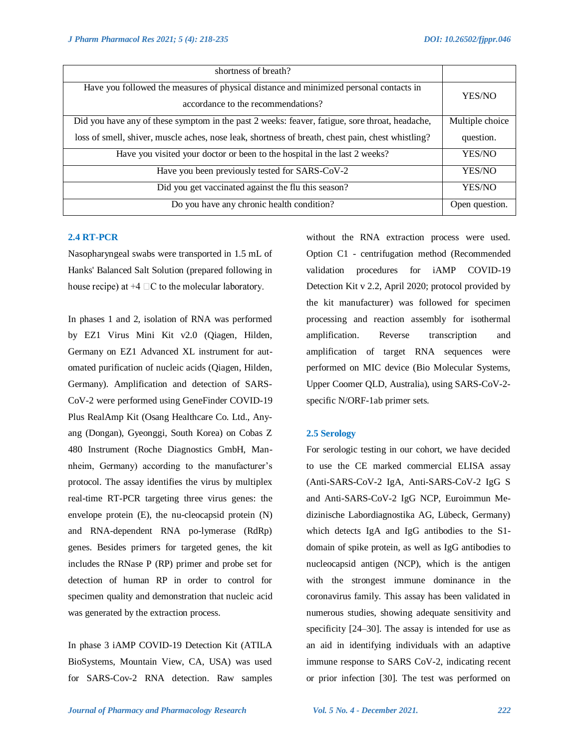| shortness of breath? | |
|---|---|
| Have you followed the measures of physical distance and minimized personal contacts in accordance to the recommendations? | YES/NO |
| Did you have any of these symptom in the past 2 weeks: feaver, fatigue, sore throat, headache, loss of smell, shiver, muscle aches, nose leak, shortness of breath, chest pain, chest whistling? | Multiple choice question. |
| Have you visited your doctor or been to the hospital in the last 2 weeks? | YES/NO |
| Have you been previously tested for SARS-CoV-2 | YES/NO |
| Did you get vaccinated against the flu this season? | YES/NO |
| Do you have any chronic health condition? | Open question. |

### 2.4 RT-PCR

Nasopharyngeal swabs were transported in 1.5 mL of Hanks' Balanced Salt Solution (prepared following in house recipe) at +4 □C to the molecular laboratory.

In phases 1 and 2, isolation of RNA was performed by EZ1 Virus Mini Kit v2.0 (Qiagen, Hilden, Germany on EZ1 Advanced XL instrument for automated purification of nucleic acids (Qiagen, Hilden, Germany). Amplification and detection of SARS-CoV-2 were performed using GeneFinder COVID-19 Plus RealAmp Kit (Osang Healthcare Co. Ltd., Any-ang (Dongan), Gyeonggi, South Korea) on Cobas Z 480 Instrument (Roche Diagnostics GmbH, Mannheim, Germany) according to the manufacturer's protocol. The assay identifies the virus by multiplex real-time RT-PCR targeting three virus genes: the envelope protein (E), the nu-cleocapsid protein (N) and RNA-dependent RNA po-lymerase (RdRp) genes. Besides primers for targeted genes, the kit includes the RNase P (RP) primer and probe set for detection of human RP in order to control for specimen quality and demonstration that nucleic acid was generated by the extraction process.

In phase 3 iAMP COVID-19 Detection Kit (ATILA BioSystems, Mountain View, CA, USA) was used for SARS-Cov-2 RNA detection. Raw samples without the RNA extraction process were used. Option C1 - centrifugation method (Recommended validation procedures for iAMP COVID-19 Detection Kit v 2.2, April 2020; protocol provided by the kit manufacturer) was followed for specimen processing and reaction assembly for isothermal amplification. Reverse transcription and amplification of target RNA sequences were performed on MIC device (Bio Molecular Systems, Upper Coomer QLD, Australia), using SARS-CoV-2-specific N/ORF-1ab primer sets.

### 2.5 Serology

For serologic testing in our cohort, we have decided to use the CE marked commercial ELISA assay (Anti-SARS-CoV-2 IgA, Anti-SARS-CoV-2 IgG S and Anti-SARS-CoV-2 IgG NCP, Euroimmun Medizinische Labordiagnostika AG, Lübeck, Germany) which detects IgA and IgG antibodies to the S1-domain of spike protein, as well as IgG antibodies to nucleocapsid antigen (NCP), which is the antigen with the strongest immune dominance in the coronavirus family. This assay has been validated in numerous studies, showing adequate sensitivity and specificity [24–30]. The assay is intended for use as an aid in identifying individuals with an adaptive immune response to SARS CoV-2, indicating recent or prior infection [30]. The test was performed on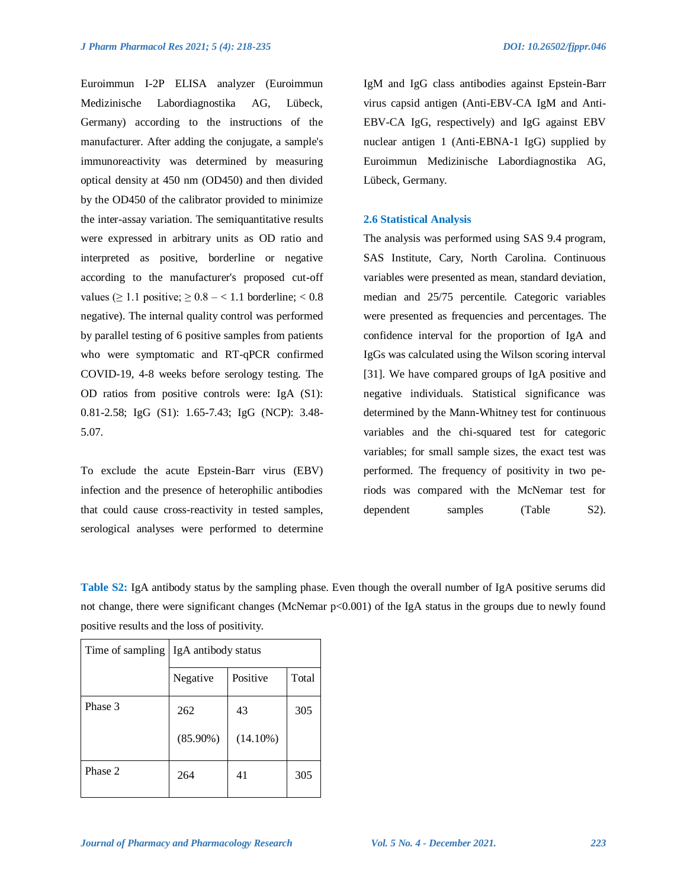Euroimmun I-2P ELISA analyzer (Euroimmun Medizinische Labordiagnostika AG, Lübeck, Germany) according to the instructions of the manufacturer. After adding the conjugate, a sample's immunoreactivity was determined by measuring optical density at 450 nm (OD450) and then divided by the OD450 of the calibrator provided to minimize the inter-assay variation. The semiquantitative results were expressed in arbitrary units as OD ratio and interpreted as positive, borderline or negative according to the manufacturer's proposed cut-off values (≥ 1.1 positive; ≥ 0.8 – < 1.1 borderline; < 0.8 negative). The internal quality control was performed by parallel testing of 6 positive samples from patients who were symptomatic and RT-qPCR confirmed COVID-19, 4-8 weeks before serology testing. The OD ratios from positive controls were: IgA (S1): 0.81-2.58; IgG (S1): 1.65-7.43; IgG (NCP): 3.48-5.07.

To exclude the acute Epstein-Barr virus (EBV) infection and the presence of heterophilic antibodies that could cause cross-reactivity in tested samples, serological analyses were performed to determine IgM and IgG class antibodies against Epstein-Barr virus capsid antigen (Anti-EBV-CA IgM and Anti-EBV-CA IgG, respectively) and IgG against EBV nuclear antigen 1 (Anti-EBNA-1 IgG) supplied by Euroimmun Medizinische Labordiagnostika AG, Lübeck, Germany.

### 2.6 Statistical Analysis

The analysis was performed using SAS 9.4 program, SAS Institute, Cary, North Carolina. Continuous variables were presented as mean, standard deviation, median and 25/75 percentile. Categoric variables were presented as frequencies and percentages. The confidence interval for the proportion of IgA and IgGs was calculated using the Wilson scoring interval [31]. We have compared groups of IgA positive and negative individuals. Statistical significance was determined by the Mann-Whitney test for continuous variables and the chi-squared test for categoric variables; for small sample sizes, the exact test was performed. The frequency of positivity in two periods was compared with the McNemar test for dependent samples (Table S2).

**Table S2:** IgA antibody status by the sampling phase. Even though the overall number of IgA positive serums did not change, there were significant changes (McNemar $p<0.001$) of the IgA status in the groups due to newly found positive results and the loss of positivity.

| Time of sampling | IgA antibody status | | |
|---|---|---|---|
| | Negative | Positive | Total |
| Phase 3 | 262 (85.90%) | 43 (14.10%) | 305 |
| Phase 2 | 264 | 41 | 305 |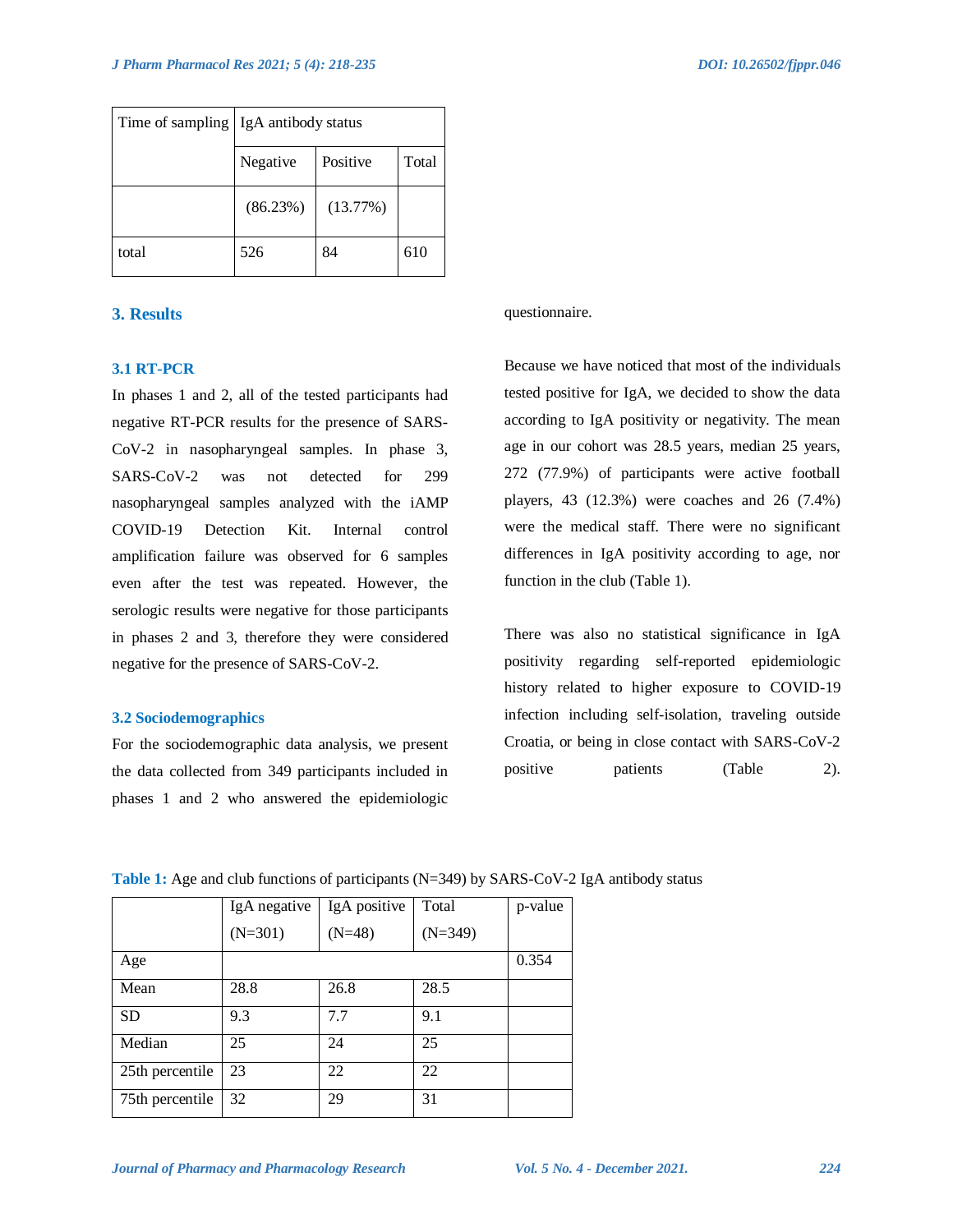| Time of sampling | IgA antibody status | | |
|---|---|---|---|
| | Negative | Positive | Total |
| | (86.23%) | (13.77%) | |
| total | 526 | 84 | 610 |

## 3. Results

### 3.1 RT-PCR

In phases 1 and 2, all of the tested participants had negative RT-PCR results for the presence of SARS-CoV-2 in nasopharyngeal samples. In phase 3, SARS-CoV-2 was not detected for 299 nasopharyngeal samples analyzed with the iAMP COVID-19 Detection Kit. Internal control amplification failure was observed for 6 samples even after the test was repeated. However, the serologic results were negative for those participants in phases 2 and 3, therefore they were considered negative for the presence of SARS-CoV-2.

### 3.2 Sociodemographics

For the sociodemographic data analysis, we present the data collected from 349 participants included in phases 1 and 2 who answered the epidemiologic questionnaire.

Because we have noticed that most of the individuals tested positive for IgA, we decided to show the data according to IgA positivity or negativity. The mean age in our cohort was 28.5 years, median 25 years, 272 (77.9%) of participants were active football players, 43 (12.3%) were coaches and 26 (7.4%) were the medical staff. There were no significant differences in IgA positivity according to age, nor function in the club (Table 1).

There was also no statistical significance in IgA positivity regarding self-reported epidemiologic history related to higher exposure to COVID-19 infection including self-isolation, traveling outside Croatia, or being in close contact with SARS-CoV-2 positive patients (Table 2).

**Table 1:** Age and club functions of participants (N=349) by SARS-CoV-2 IgA antibody status

| | IgA negative (N=301) | IgA positive (N=48) | Total (N=349) | p-value |
|---|---|---|---|---|
| Age | | | | 0.354 |
| Mean | 28.8 | 26.8 | 28.5 | |
| SD | 9.3 | 7.7 | 9.1 | |
| Median | 25 | 24 | 25 | |
| 25th percentile | 23 | 22 | 22 | |
| 75th percentile | 32 | 29 | 31 | |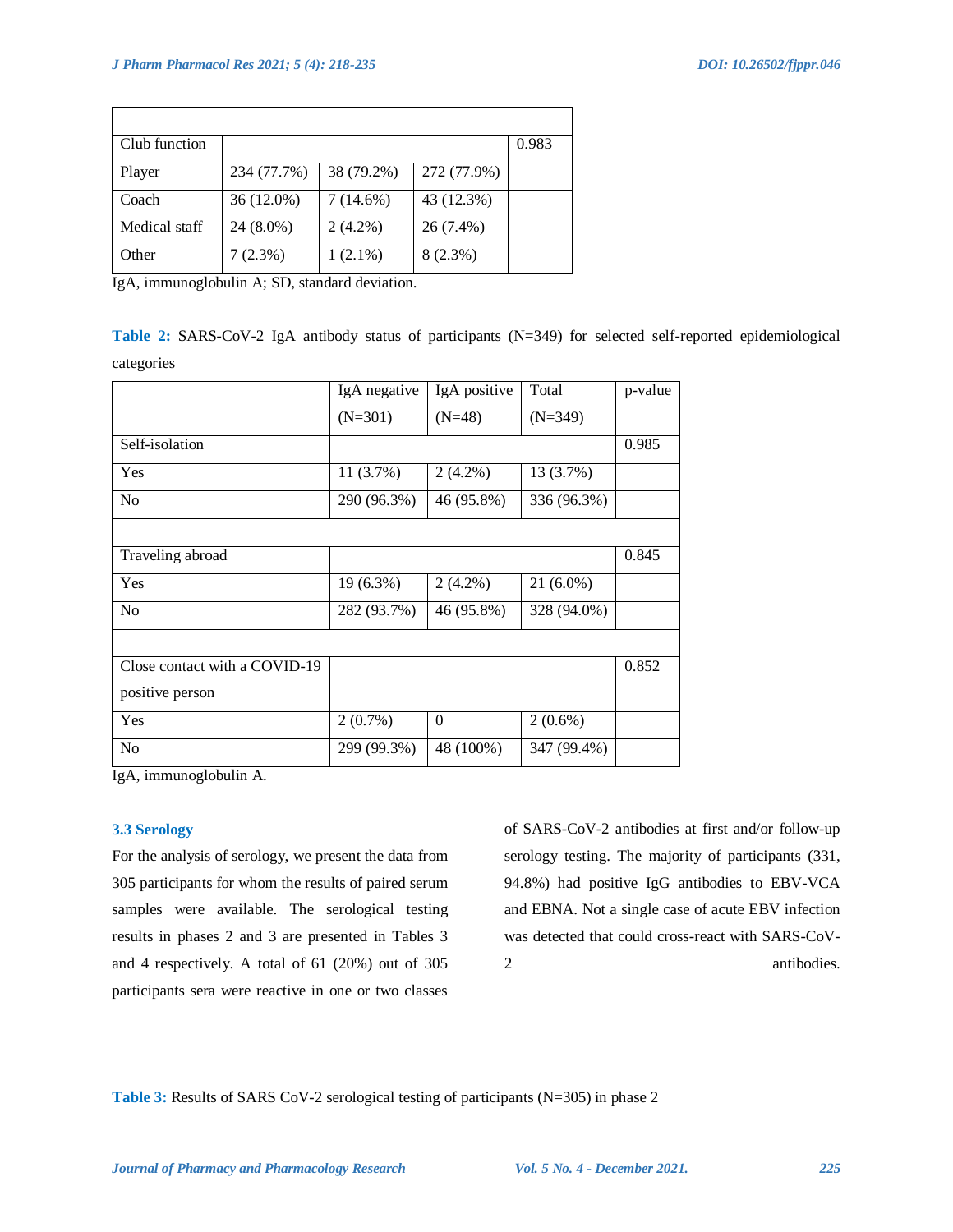| | | | | |
|---|---|---|---|---|
| Club function | | | | 0.983 |
| Player | 234 (77.7%) | 38 (79.2%) | 272 (77.9%) | |
| Coach | 36 (12.0%) | 7 (14.6%) | 43 (12.3%) | |
| Medical staff | 24 (8.0%) | 2 (4.2%) | 26 (7.4%) | |
| Other | 7 (2.3%) | 1 (2.1%) | 8 (2.3%) | |

IgA, immunoglobulin A; SD, standard deviation.

**Table 2:** SARS-CoV-2 IgA antibody status of participants (N=349) for selected self-reported epidemiological categories

| | IgA negative (N=301) | IgA positive (N=48) | Total (N=349) | p-value |
|---|---|---|---|---|
| Self-isolation | | | | 0.985 |
| Yes | 11 (3.7%) | 2 (4.2%) | 13 (3.7%) | |
| No | 290 (96.3%) | 46 (95.8%) | 336 (96.3%) | |
| | | | | |
| Traveling abroad | | | | 0.845 |
| Yes | 19 (6.3%) | 2 (4.2%) | 21 (6.0%) | |
| No | 282 (93.7%) | 46 (95.8%) | 328 (94.0%) | |
| | | | | |
| Close contact with a COVID-19 positive person | | | | 0.852 |
| Yes | 2 (0.7%) | 0 | 2 (0.6%) | |
| No | 299 (99.3%) | 48 (100%) | 347 (99.4%) | |

IgA, immunoglobulin A.

### 3.3 Serology

For the analysis of serology, we present the data from 305 participants for whom the results of paired serum samples were available. The serological testing results in phases 2 and 3 are presented in Tables 3 and 4 respectively. A total of 61 (20%) out of 305 participants sera were reactive in one or two classes of SARS-CoV-2 antibodies at first and/or follow-up serology testing. The majority of participants (331, 94.8%) had positive IgG antibodies to EBV-VCA and EBNA. Not a single case of acute EBV infection was detected that could cross-react with SARS-CoV-2 antibodies.

**Table 3:** Results of SARS CoV-2 serological testing of participants (N=305) in phase 2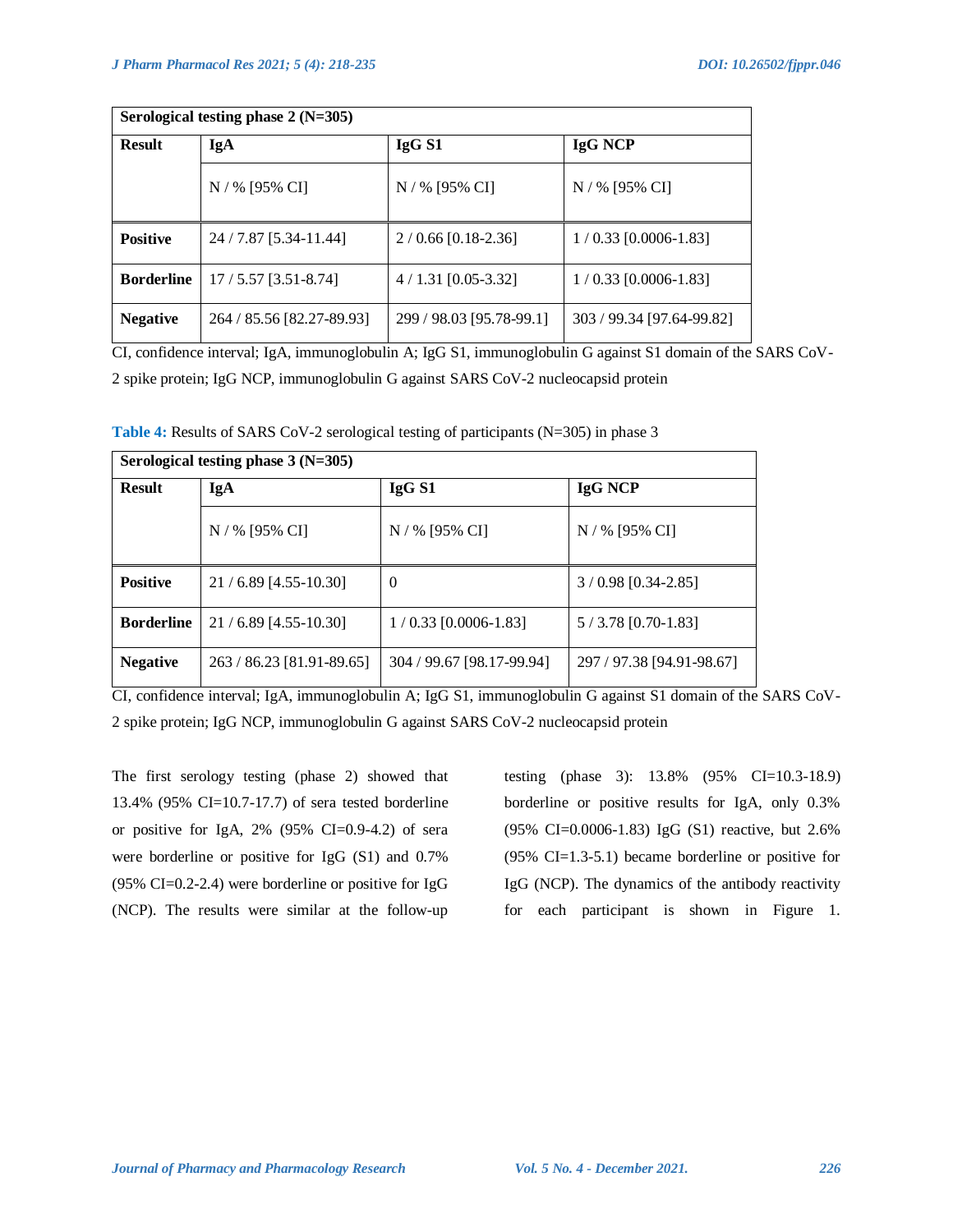| Serological testing phase 2 (N=305) | | | |
|---|---|---|---|
| **Result** | **IgA** | **IgG S1** | **IgG NCP** |
| | N / % [95% CI] | N / % [95% CI] | N / % [95% CI] |
| **Positive** | 24 / 7.87 [5.34-11.44] | 2 / 0.66 [0.18-2.36] | 1 / 0.33 [0.0006-1.83] |
| **Borderline** | 17 / 5.57 [3.51-8.74] | 4 / 1.31 [0.05-3.32] | 1 / 0.33 [0.0006-1.83] |
| **Negative** | 264 / 85.56 [82.27-89.93] | 299 / 98.03 [95.78-99.1] | 303 / 99.34 [97.64-99.82] |

CI, confidence interval; IgA, immunoglobulin A; IgG S1, immunoglobulin G against S1 domain of the SARS CoV-2 spike protein; IgG NCP, immunoglobulin G against SARS CoV-2 nucleocapsid protein

**Table 4:** Results of SARS CoV-2 serological testing of participants (N=305) in phase 3

| Serological testing phase 3 (N=305) | | | |
|---|---|---|---|
| **Result** | **IgA** | **IgG S1** | **IgG NCP** |
| | N / % [95% CI] | N / % [95% CI] | N / % [95% CI] |
| **Positive** | 21 / 6.89 [4.55-10.30] | 0 | 3 / 0.98 [0.34-2.85] |
| **Borderline** | 21 / 6.89 [4.55-10.30] | 1 / 0.33 [0.0006-1.83] | 5 / 3.78 [0.70-1.83] |
| **Negative** | 263 / 86.23 [81.91-89.65] | 304 / 99.67 [98.17-99.94] | 297 / 97.38 [94.91-98.67] |

CI, confidence interval; IgA, immunoglobulin A; IgG S1, immunoglobulin G against S1 domain of the SARS CoV-2 spike protein; IgG NCP, immunoglobulin G against SARS CoV-2 nucleocapsid protein

The first serology testing (phase 2) showed that 13.4% (95% CI=10.7-17.7) of sera tested borderline or positive for IgA, 2% (95% CI=0.9-4.2) of sera were borderline or positive for IgG (S1) and 0.7% (95% CI=0.2-2.4) were borderline or positive for IgG (NCP). The results were similar at the follow-up testing (phase 3): 13.8% (95% CI=10.3-18.9) borderline or positive results for IgA, only 0.3% (95% CI=0.0006-1.83) IgG (S1) reactive, but 2.6% (95% CI=1.3-5.1) became borderline or positive for IgG (NCP). The dynamics of the antibody reactivity for each participant is shown in Figure 1.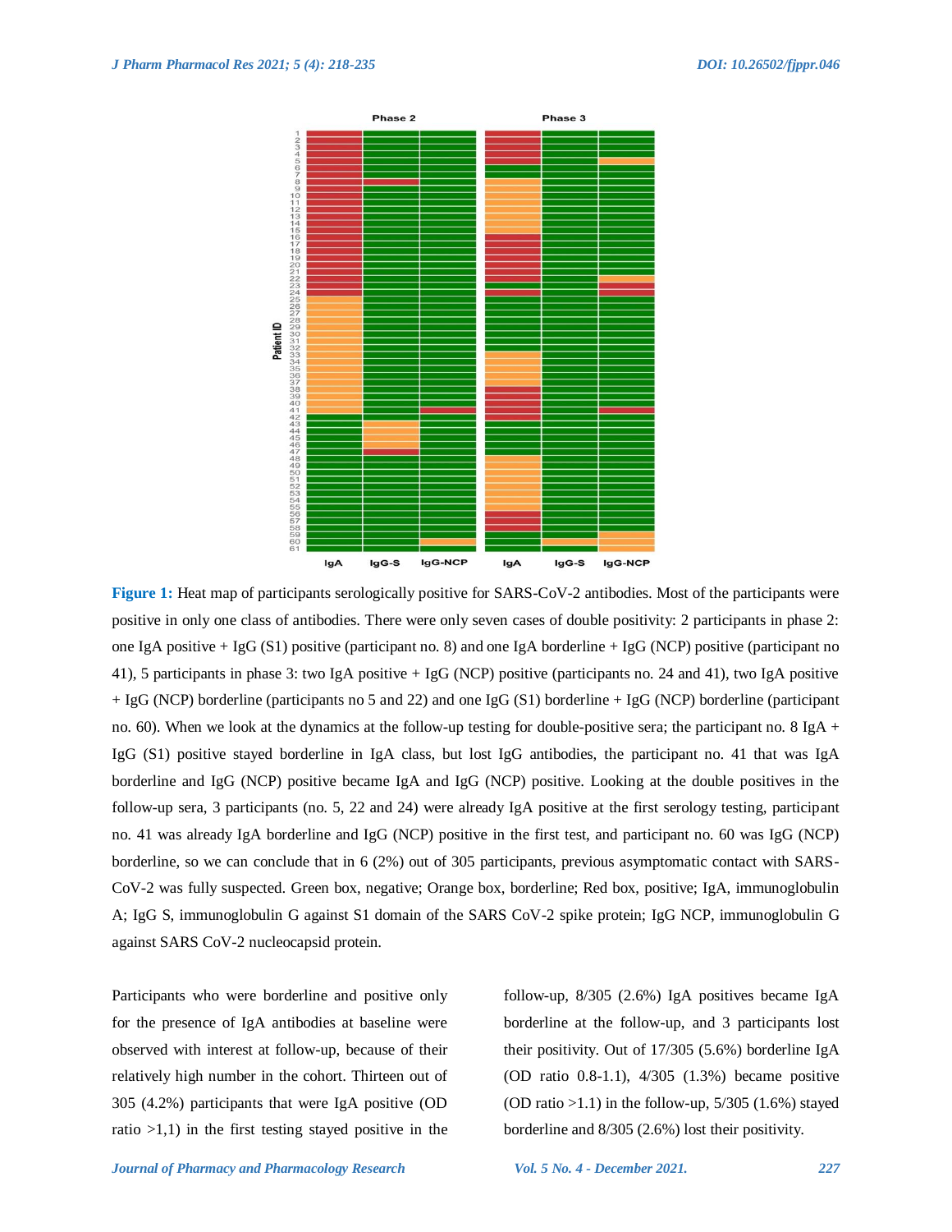**Figure 1:** Heat map of participants serologically positive for SARS-CoV-2 antibodies. Most of the participants were positive in only one class of antibodies. There were only seven cases of double positivity: 2 participants in phase 2: one IgA positive + IgG (S1) positive (participant no. 8) and one IgA borderline + IgG (NCP) positive (participant no 41), 5 participants in phase 3: two IgA positive + IgG (NCP) positive (participants no. 24 and 41), two IgA positive + IgG (NCP) borderline (participants no 5 and 22) and one IgG (S1) borderline + IgG (NCP) borderline (participant no. 60). When we look at the dynamics at the follow-up testing for double-positive sera; the participant no. 8 IgA + IgG (S1) positive stayed borderline in IgA class, but lost IgG antibodies, the participant no. 41 that was IgA borderline and IgG (NCP) positive became IgA and IgG (NCP) positive. Looking at the double positives in the follow-up sera, 3 participants (no. 5, 22 and 24) were already IgA positive at the first serology testing, participant no. 41 was already IgA borderline and IgG (NCP) positive in the first test, and participant no. 60 was IgG (NCP) borderline, so we can conclude that in 6 (2%) out of 305 participants, previous asymptomatic contact with SARS-CoV-2 was fully suspected. Green box, negative; Orange box, borderline; Red box, positive; IgA, immunoglobulin A; IgG S, immunoglobulin G against S1 domain of the SARS CoV-2 spike protein; IgG NCP, immunoglobulin G against SARS CoV-2 nucleocapsid protein.

Participants who were borderline and positive only for the presence of IgA antibodies at baseline were observed with interest at follow-up, because of their relatively high number in the cohort. Thirteen out of 305 (4.2%) participants that were IgA positive (OD ratio >1,1) in the first testing stayed positive in the follow-up, 8/305 (2.6%) IgA positives became IgA borderline at the follow-up, and 3 participants lost their positivity. Out of 17/305 (5.6%) borderline IgA (OD ratio 0.8-1.1), 4/305 (1.3%) became positive (OD ratio >1.1) in the follow-up, 5/305 (1.6%) stayed borderline and 8/305 (2.6%) lost their positivity.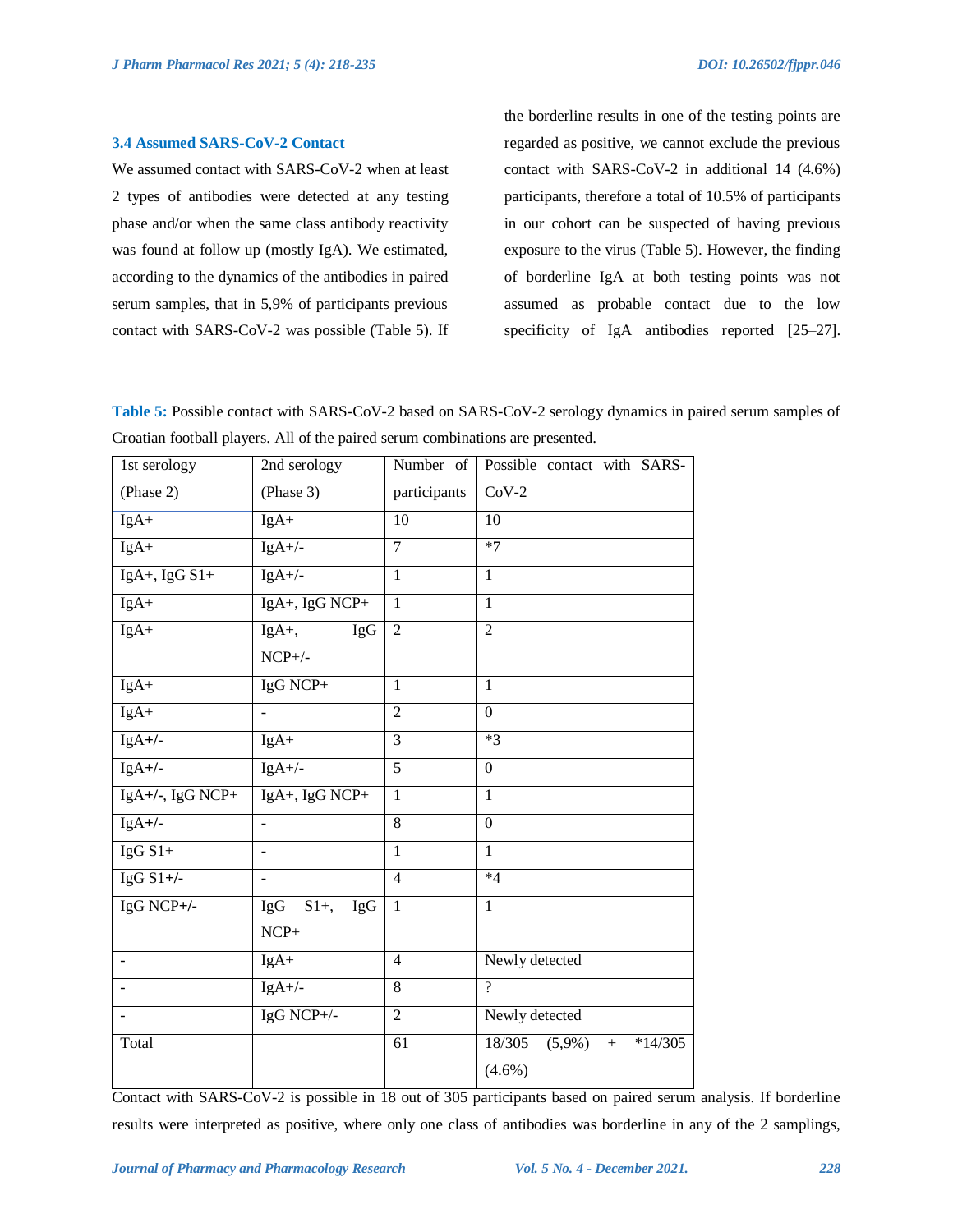### 3.4 Assumed SARS-CoV-2 Contact

We assumed contact with SARS-CoV-2 when at least 2 types of antibodies were detected at any testing phase and/or when the same class antibody reactivity was found at follow up (mostly IgA). We estimated, according to the dynamics of the antibodies in paired serum samples, that in 5,9% of participants previous contact with SARS-CoV-2 was possible (Table 5). If the borderline results in one of the testing points are regarded as positive, we cannot exclude the previous contact with SARS-CoV-2 in additional 14 (4.6%) participants, therefore a total of 10.5% of participants in our cohort can be suspected of having previous exposure to the virus (Table 5). However, the finding of borderline IgA at both testing points was not assumed as probable contact due to the low specificity of IgA antibodies reported [25–27].

**Table 5:** Possible contact with SARS-CoV-2 based on SARS-CoV-2 serology dynamics in paired serum samples of Croatian football players. All of the paired serum combinations are presented.

| 1st serology (Phase 2) | 2nd serology (Phase 3) | Number of participants | Possible contact with SARS-CoV-2 |
|---|---|---|---|
| IgA+ | IgA+ | 10 | 10 |
| IgA+ | IgA+/- | 7 | *7 |
| IgA+, IgG S1+ | IgA+/- | 1 | 1 |
| IgA+ | IgA+, IgG NCP+ | 1 | 1 |
| IgA+ | IgA+, IgG NCP+/- | 2 | 2 |
| IgA+ | IgG NCP+ | 1 | 1 |
| IgA+ | - | 2 | 0 |
| IgA+/- | IgA+ | 3 | *3 |
| IgA+/- | IgA+/- | 5 | 0 |
| IgA+/-, IgG NCP+ | IgA+, IgG NCP+ | 1 | 1 |
| IgA+/- | - | 8 | 0 |
| IgG S1+ | - | 1 | 1 |
| IgG S1+/- | - | 4 | *4 |
| IgG NCP+/- | IgG S1+, IgG NCP+ | 1 | 1 |
| - | IgA+ | 4 | Newly detected |
| - | IgA+/- | 8 | ? |
| - | IgG NCP+/- | 2 | Newly detected |
| Total | | 61 | 18/305 (5,9%) + *14/305 (4.6%) |

Contact with SARS-CoV-2 is possible in 18 out of 305 participants based on paired serum analysis. If borderline results were interpreted as positive, where only one class of antibodies was borderline in any of the 2 samplings,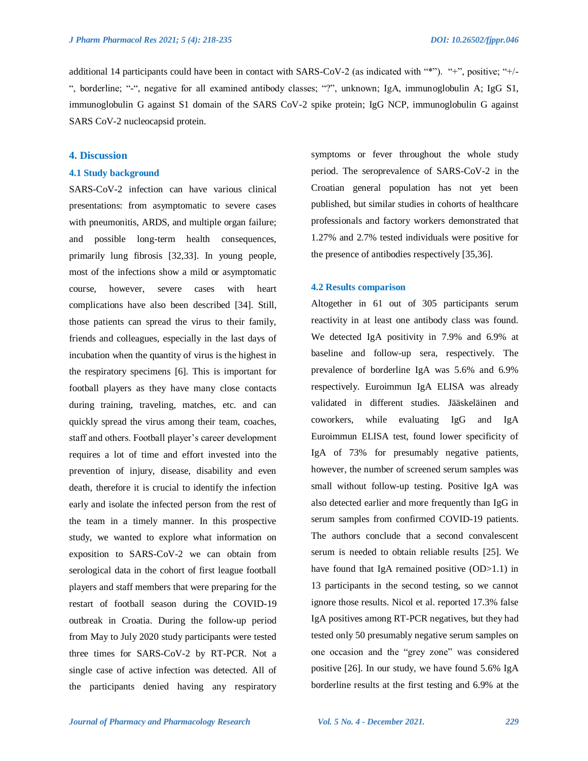additional 14 participants could have been in contact with SARS-CoV-2 (as indicated with "*"). "+", positive; "+/-", borderline; "-", negative for all examined antibody classes; "?", unknown; IgA, immunoglobulin A; IgG S1, immunoglobulin G against S1 domain of the SARS CoV-2 spike protein; IgG NCP, immunoglobulin G against SARS CoV-2 nucleocapsid protein.

## 4. Discussion

### 4.1 Study background

SARS-CoV-2 infection can have various clinical presentations: from asymptomatic to severe cases with pneumonitis, ARDS, and multiple organ failure; and possible long-term health consequences, primarily lung fibrosis [32,33]. In young people, most of the infections show a mild or asymptomatic course, however, severe cases with heart complications have also been described [34]. Still, those patients can spread the virus to their family, friends and colleagues, especially in the last days of incubation when the quantity of virus is the highest in the respiratory specimens [6]. This is important for football players as they have many close contacts during training, traveling, matches, etc. and can quickly spread the virus among their team, coaches, staff and others. Football player's career development requires a lot of time and effort invested into the prevention of injury, disease, disability and even death, therefore it is crucial to identify the infection early and isolate the infected person from the rest of the team in a timely manner. In this prospective study, we wanted to explore what information on exposition to SARS-CoV-2 we can obtain from serological data in the cohort of first league football players and staff members that were preparing for the restart of football season during the COVID-19 outbreak in Croatia. During the follow-up period from May to July 2020 study participants were tested three times for SARS-CoV-2 by RT-PCR. Not a single case of active infection was detected. All of the participants denied having any respiratory symptoms or fever throughout the whole study period. The seroprevalence of SARS-CoV-2 in the Croatian general population has not yet been published, but similar studies in cohorts of healthcare professionals and factory workers demonstrated that 1.27% and 2.7% tested individuals were positive for the presence of antibodies respectively [35,36].

### 4.2 Results comparison

Altogether in 61 out of 305 participants serum reactivity in at least one antibody class was found. We detected IgA positivity in 7.9% and 6.9% at baseline and follow-up sera, respectively. The prevalence of borderline IgA was 5.6% and 6.9% respectively. Euroimmun IgA ELISA was already validated in different studies. Jääskeläinen and coworkers, while evaluating IgG and IgA Euroimmun ELISA test, found lower specificity of IgA of 73% for presumably negative patients, however, the number of screened serum samples was small without follow-up testing. Positive IgA was also detected earlier and more frequently than IgG in serum samples from confirmed COVID-19 patients. The authors conclude that a second convalescent serum is needed to obtain reliable results [25]. We have found that IgA remained positive (OD>1.1) in 13 participants in the second testing, so we cannot ignore those results. Nicol et al. reported 17.3% false IgA positives among RT-PCR negatives, but they had tested only 50 presumably negative serum samples on one occasion and the "grey zone" was considered positive [26]. In our study, we have found 5.6% IgA borderline results at the first testing and 6.9% at the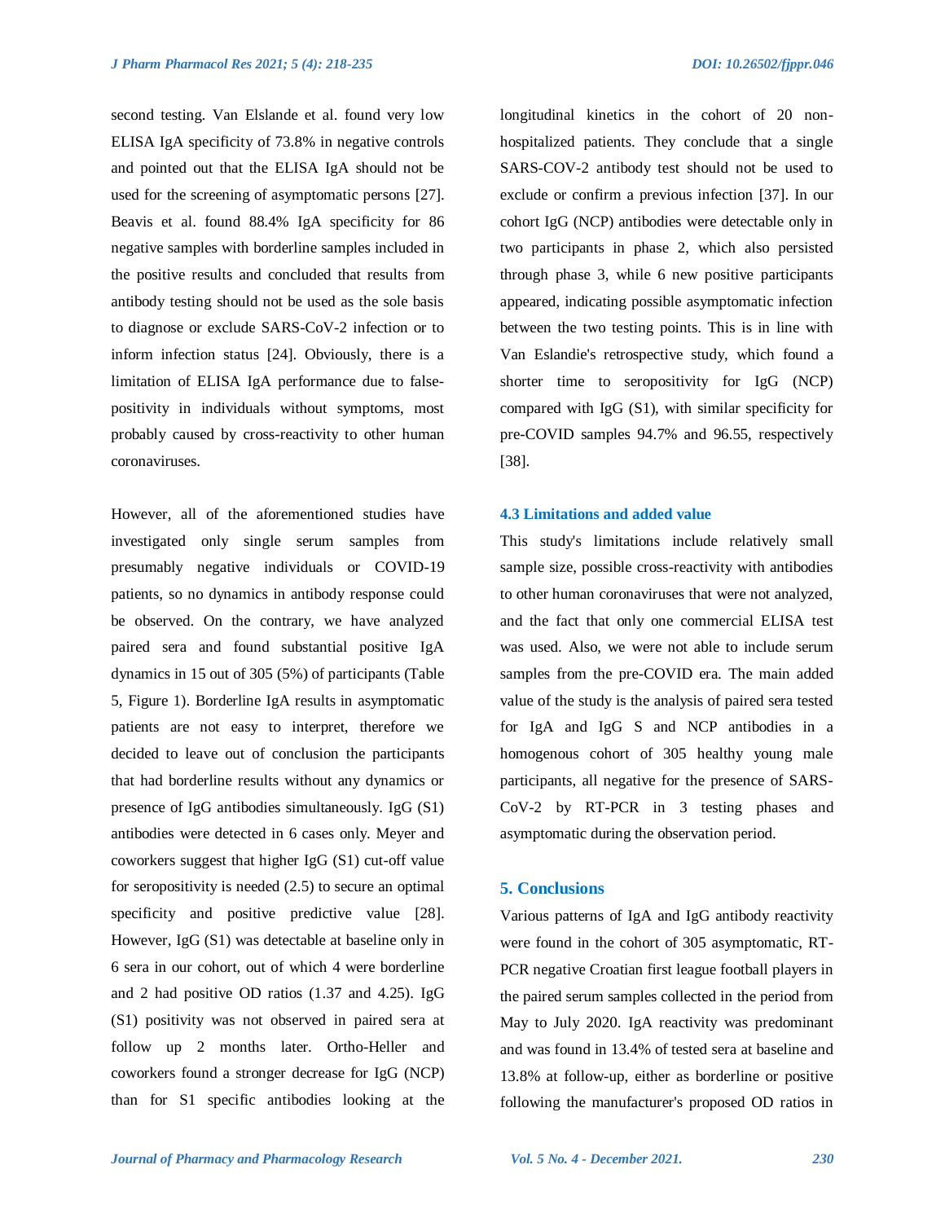second testing. Van Elslande et al. found very low ELISA IgA specificity of 73.8% in negative controls and pointed out that the ELISA IgA should not be used for the screening of asymptomatic persons [27]. Beavis et al. found 88.4% IgA specificity for 86 negative samples with borderline samples included in the positive results and concluded that results from antibody testing should not be used as the sole basis to diagnose or exclude SARS-CoV-2 infection or to inform infection status [24]. Obviously, there is a limitation of ELISA IgA performance due to false-positivity in individuals without symptoms, most probably caused by cross-reactivity to other human coronaviruses.

However, all of the aforementioned studies have investigated only single serum samples from presumably negative individuals or COVID-19 patients, so no dynamics in antibody response could be observed. On the contrary, we have analyzed paired sera and found substantial positive IgA dynamics in 15 out of 305 (5%) of participants (Table 5, Figure 1). Borderline IgA results in asymptomatic patients are not easy to interpret, therefore we decided to leave out of conclusion the participants that had borderline results without any dynamics or presence of IgG antibodies simultaneously. IgG (S1) antibodies were detected in 6 cases only. Meyer and coworkers suggest that higher IgG (S1) cut-off value for seropositivity is needed (2.5) to secure an optimal specificity and positive predictive value [28]. However, IgG (S1) was detectable at baseline only in 6 sera in our cohort, out of which 4 were borderline and 2 had positive OD ratios (1.37 and 4.25). IgG (S1) positivity was not observed in paired sera at follow up 2 months later. Ortho-Heller and coworkers found a stronger decrease for IgG (NCP) than for S1 specific antibodies looking at the longitudinal kinetics in the cohort of 20 non-hospitalized patients. They conclude that a single SARS-COV-2 antibody test should not be used to exclude or confirm a previous infection [37]. In our cohort IgG (NCP) antibodies were detectable only in two participants in phase 2, which also persisted through phase 3, while 6 new positive participants appeared, indicating possible asymptomatic infection between the two testing points. This is in line with Van Eslandie's retrospective study, which found a shorter time to seropositivity for IgG (NCP) compared with IgG (S1), with similar specificity for pre-COVID samples 94.7% and 96.55, respectively [38].

### 4.3 Limitations and added value

This study's limitations include relatively small sample size, possible cross-reactivity with antibodies to other human coronaviruses that were not analyzed, and the fact that only one commercial ELISA test was used. Also, we were not able to include serum samples from the pre-COVID era. The main added value of the study is the analysis of paired sera tested for IgA and IgG S and NCP antibodies in a homogenous cohort of 305 healthy young male participants, all negative for the presence of SARS-CoV-2 by RT-PCR in 3 testing phases and asymptomatic during the observation period.

## 5. Conclusions

Various patterns of IgA and IgG antibody reactivity were found in the cohort of 305 asymptomatic, RT-PCR negative Croatian first league football players in the paired serum samples collected in the period from May to July 2020. IgA reactivity was predominant and was found in 13.4% of tested sera at baseline and 13.8% at follow-up, either as borderline or positive following the manufacturer's proposed OD ratios in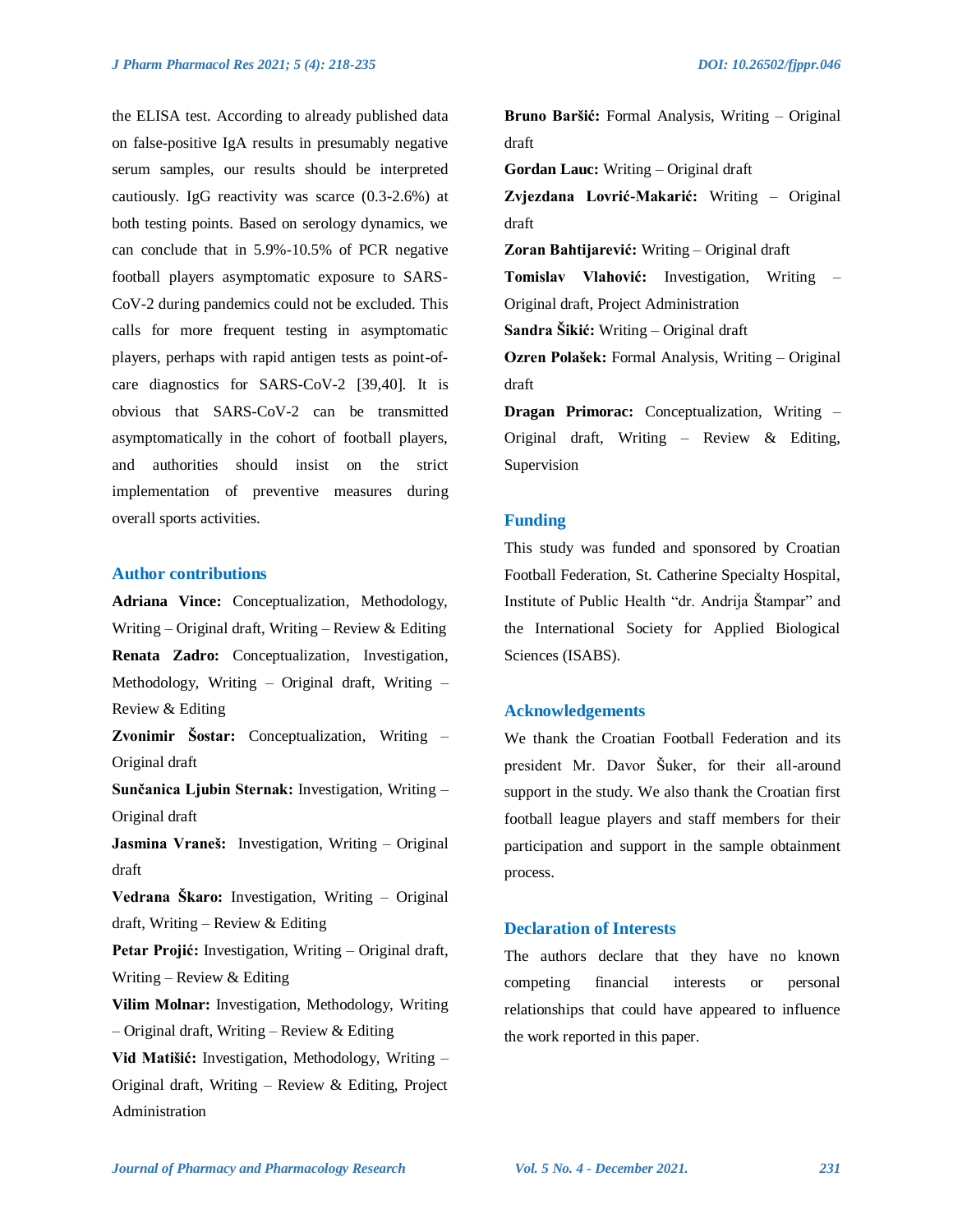the ELISA test. According to already published data on false-positive IgA results in presumably negative serum samples, our results should be interpreted cautiously. IgG reactivity was scarce (0.3-2.6%) at both testing points. Based on serology dynamics, we can conclude that in 5.9%-10.5% of PCR negative football players asymptomatic exposure to SARS-CoV-2 during pandemics could not be excluded. This calls for more frequent testing in asymptomatic players, perhaps with rapid antigen tests as point-of-care diagnostics for SARS-CoV-2 [39,40]. It is obvious that SARS-CoV-2 can be transmitted asymptomatically in the cohort of football players, and authorities should insist on the strict implementation of preventive measures during overall sports activities.

## Author contributions

**Adriana Vince:** Conceptualization, Methodology, Writing – Original draft, Writing – Review & Editing

**Renata Zadro:** Conceptualization, Investigation, Methodology, Writing – Original draft, Writing – Review & Editing

**Zvonimir Šostar:** Conceptualization, Writing – Original draft

**Sunčanica Ljubin Sternak:** Investigation, Writing – Original draft

**Jasmina Vraneš:** Investigation, Writing – Original draft

**Vedrana Škaro:** Investigation, Writing – Original draft, Writing – Review & Editing

**Petar Projić:** Investigation, Writing – Original draft, Writing – Review & Editing

**Vilim Molnar:** Investigation, Methodology, Writing – Original draft, Writing – Review & Editing

**Vid Matišić:** Investigation, Methodology, Writing – Original draft, Writing – Review & Editing, Project Administration

**Bruno Baršić:** Formal Analysis, Writing – Original draft

**Gordan Lauc:** Writing – Original draft

**Zvjezdana Lovrić-Makarić:** Writing – Original draft

**Zoran Bahtijarević:** Writing – Original draft

**Tomislav Vlahović:** Investigation, Writing – Original draft, Project Administration

**Sandra Šikić:** Writing – Original draft

**Ozren Polašek:** Formal Analysis, Writing – Original draft

**Dragan Primorac:** Conceptualization, Writing – Original draft, Writing – Review & Editing, Supervision

## Funding

This study was funded and sponsored by Croatian Football Federation, St. Catherine Specialty Hospital, Institute of Public Health "dr. Andrija Štampar" and the International Society for Applied Biological Sciences (ISABS).

## Acknowledgements

We thank the Croatian Football Federation and its president Mr. Davor Šuker, for their all-around support in the study. We also thank the Croatian first football league players and staff members for their participation and support in the sample obtainment process.

## Declaration of Interests

The authors declare that they have no known competing financial interests or personal relationships that could have appeared to influence the work reported in this paper.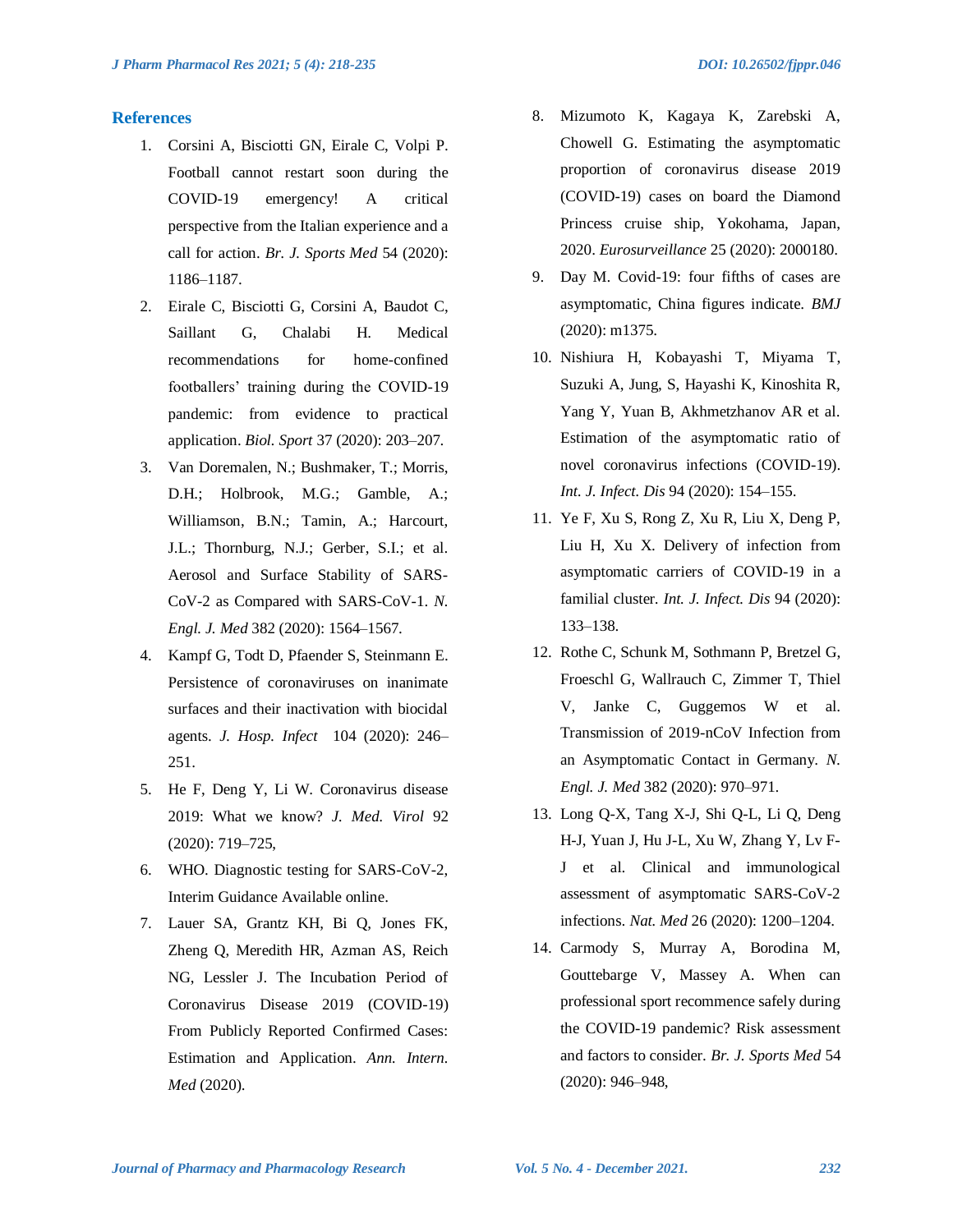## References

1. Corsini A, Bisciotti GN, Eirale C, Volpi P. Football cannot restart soon during the COVID-19 emergency! A critical perspective from the Italian experience and a call for action. *Br. J. Sports Med* 54 (2020): 1186–1187.
2. Eirale C, Bisciotti G, Corsini A, Baudot C, Saillant G, Chalabi H. Medical recommendations for home-confined footballers' training during the COVID-19 pandemic: from evidence to practical application. *Biol. Sport* 37 (2020): 203–207.
3. Van Doremalen, N.; Bushmaker, T.; Morris, D.H.; Holbrook, M.G.; Gamble, A.; Williamson, B.N.; Tamin, A.; Harcourt, J.L.; Thornburg, N.J.; Gerber, S.I.; et al. Aerosol and Surface Stability of SARS-CoV-2 as Compared with SARS-CoV-1. *N. Engl. J. Med* 382 (2020): 1564–1567.
4. Kampf G, Todt D, Pfaender S, Steinmann E. Persistence of coronaviruses on inanimate surfaces and their inactivation with biocidal agents. *J. Hosp. Infect* 104 (2020): 246–251.
5. He F, Deng Y, Li W. Coronavirus disease 2019: What we know? *J. Med. Virol* 92 (2020): 719–725,
6. WHO. Diagnostic testing for SARS-CoV-2, Interim Guidance Available online.
7. Lauer SA, Grantz KH, Bi Q, Jones FK, Zheng Q, Meredith HR, Azman AS, Reich NG, Lessler J. The Incubation Period of Coronavirus Disease 2019 (COVID-19) From Publicly Reported Confirmed Cases: Estimation and Application. *Ann. Intern. Med* (2020).
8. Mizumoto K, Kagaya K, Zarebski A, Chowell G. Estimating the asymptomatic proportion of coronavirus disease 2019 (COVID-19) cases on board the Diamond Princess cruise ship, Yokohama, Japan, 2020. *Eurosurveillance* 25 (2020): 2000180.
9. Day M. Covid-19: four fifths of cases are asymptomatic, China figures indicate. *BMJ* (2020): m1375.
10. Nishiura H, Kobayashi T, Miyama T, Suzuki A, Jung, S, Hayashi K, Kinoshita R, Yang Y, Yuan B, Akhmetzhanov AR et al. Estimation of the asymptomatic ratio of novel coronavirus infections (COVID-19). *Int. J. Infect. Dis* 94 (2020): 154–155.
11. Ye F, Xu S, Rong Z, Xu R, Liu X, Deng P, Liu H, Xu X. Delivery of infection from asymptomatic carriers of COVID-19 in a familial cluster. *Int. J. Infect. Dis* 94 (2020): 133–138.
12. Rothe C, Schunk M, Sothmann P, Bretzel G, Froeschl G, Wallrauch C, Zimmer T, Thiel V, Janke C, Guggemos W et al. Transmission of 2019-nCoV Infection from an Asymptomatic Contact in Germany. *N. Engl. J. Med* 382 (2020): 970–971.
13. Long Q-X, Tang X-J, Shi Q-L, Li Q, Deng H-J, Yuan J, Hu J-L, Xu W, Zhang Y, Lv F-J et al. Clinical and immunological assessment of asymptomatic SARS-CoV-2 infections. *Nat. Med* 26 (2020): 1200–1204.
14. Carmody S, Murray A, Borodina M, Gouttebarge V, Massey A. When can professional sport recommence safely during the COVID-19 pandemic? Risk assessment and factors to consider. *Br. J. Sports Med* 54 (2020): 946–948,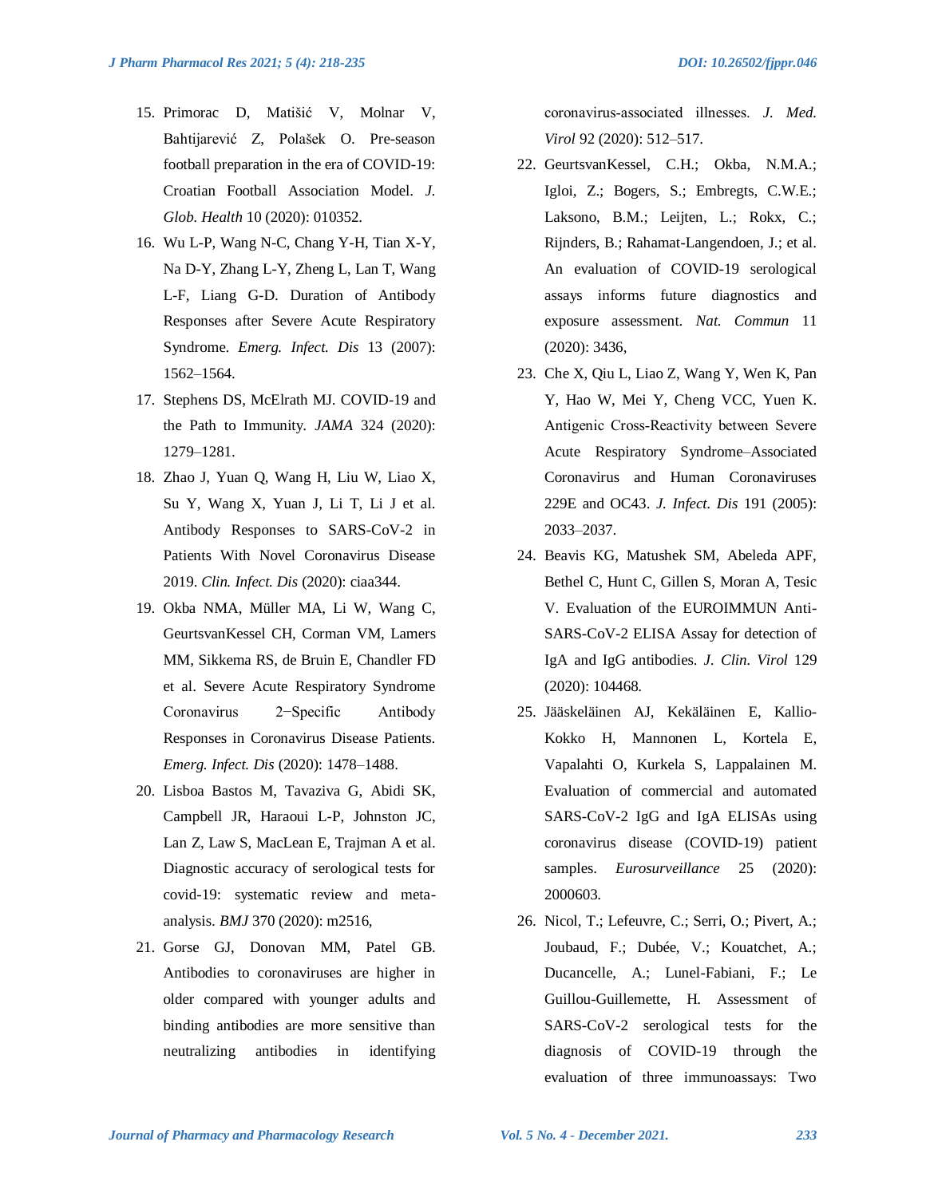15. Primorac D, Matišić V, Molnar V, Bahtijarević Z, Polašek O. Pre-season football preparation in the era of COVID-19: Croatian Football Association Model. *J. Glob. Health* 10 (2020): 010352.
16. Wu L-P, Wang N-C, Chang Y-H, Tian X-Y, Na D-Y, Zhang L-Y, Zheng L, Lan T, Wang L-F, Liang G-D. Duration of Antibody Responses after Severe Acute Respiratory Syndrome. *Emerg. Infect. Dis* 13 (2007): 1562–1564.
17. Stephens DS, McElrath MJ. COVID-19 and the Path to Immunity. *JAMA* 324 (2020): 1279–1281.
18. Zhao J, Yuan Q, Wang H, Liu W, Liao X, Su Y, Wang X, Yuan J, Li T, Li J et al. Antibody Responses to SARS-CoV-2 in Patients With Novel Coronavirus Disease 2019. *Clin. Infect. Dis* (2020): ciaa344.
19. Okba NMA, Müller MA, Li W, Wang C, GeurtsvanKessel CH, Corman VM, Lamers MM, Sikkema RS, de Bruin E, Chandler FD et al. Severe Acute Respiratory Syndrome Coronavirus 2−Specific Antibody Responses in Coronavirus Disease Patients. *Emerg. Infect. Dis* (2020): 1478–1488.
20. Lisboa Bastos M, Tavaziva G, Abidi SK, Campbell JR, Haraoui L-P, Johnston JC, Lan Z, Law S, MacLean E, Trajman A et al. Diagnostic accuracy of serological tests for covid-19: systematic review and meta-analysis. *BMJ* 370 (2020): m2516,
21. Gorse GJ, Donovan MM, Patel GB. Antibodies to coronaviruses are higher in older compared with younger adults and binding antibodies are more sensitive than neutralizing antibodies in identifying coronavirus-associated illnesses. *J. Med. Virol* 92 (2020): 512–517.
22. GeurtsvanKessel, C.H.; Okba, N.M.A.; Igloi, Z.; Bogers, S.; Embregts, C.W.E.; Laksono, B.M.; Leijten, L.; Rokx, C.; Rijnders, B.; Rahamat-Langendoen, J.; et al. An evaluation of COVID-19 serological assays informs future diagnostics and exposure assessment. *Nat. Commun* 11 (2020): 3436,
23. Che X, Qiu L, Liao Z, Wang Y, Wen K, Pan Y, Hao W, Mei Y, Cheng VCC, Yuen K. Antigenic Cross-Reactivity between Severe Acute Respiratory Syndrome–Associated Coronavirus and Human Coronaviruses 229E and OC43. *J. Infect. Dis* 191 (2005): 2033–2037.
24. Beavis KG, Matushek SM, Abeleda APF, Bethel C, Hunt C, Gillen S, Moran A, Tesic V. Evaluation of the EUROIMMUN Anti-SARS-CoV-2 ELISA Assay for detection of IgA and IgG antibodies. *J. Clin. Virol* 129 (2020): 104468.
25. Jääskeläinen AJ, Kekäläinen E, Kallio-Kokko H, Mannonen L, Kortela E, Vapalahti O, Kurkela S, Lappalainen M. Evaluation of commercial and automated SARS-CoV-2 IgG and IgA ELISAs using coronavirus disease (COVID-19) patient samples. *Eurosurveillance* 25 (2020): 2000603.
26. Nicol, T.; Lefeuvre, C.; Serri, O.; Pivert, A.; Joubaud, F.; Dubée, V.; Kouatchet, A.; Ducancelle, A.; Lunel-Fabiani, F.; Le Guillou-Guillemette, H. Assessment of SARS-CoV-2 serological tests for the diagnosis of COVID-19 through the evaluation of three immunoassays: Two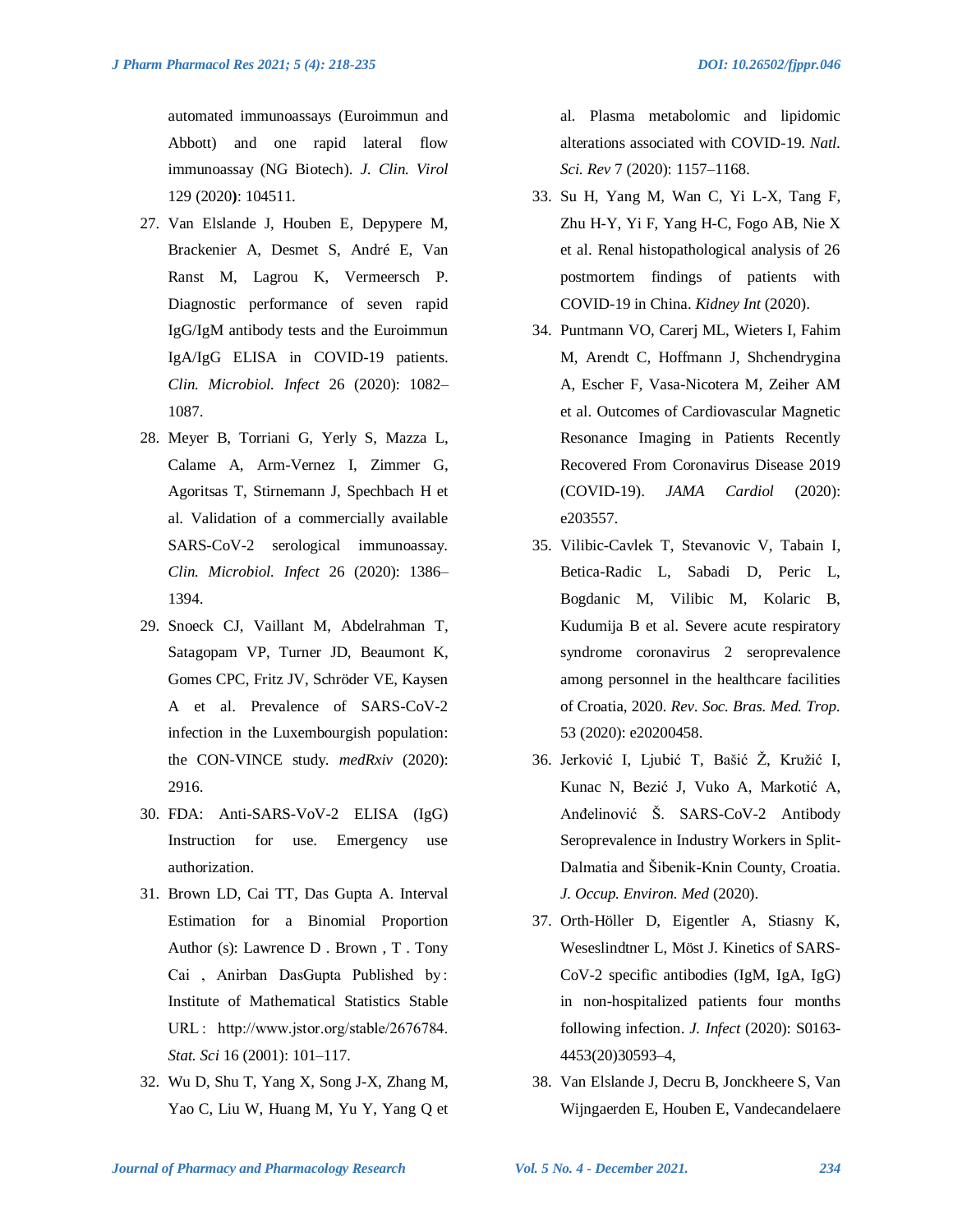automated immunoassays (Euroimmun and Abbott) and one rapid lateral flow immunoassay (NG Biotech). *J. Clin. Virol* 129 (2020**)**: 104511.

27. Van Elslande J, Houben E, Depypere M, Brackenier A, Desmet S, André E, Van Ranst M, Lagrou K, Vermeersch P. Diagnostic performance of seven rapid IgG/IgM antibody tests and the Euroimmun IgA/IgG ELISA in COVID-19 patients. *Clin. Microbiol. Infect* 26 (2020): 1082–1087.
28. Meyer B, Torriani G, Yerly S, Mazza L, Calame A, Arm-Vernez I, Zimmer G, Agoritsas T, Stirnemann J, Spechbach H et al. Validation of a commercially available SARS-CoV-2 serological immunoassay. *Clin. Microbiol. Infect* 26 (2020): 1386–1394.
29. Snoeck CJ, Vaillant M, Abdelrahman T, Satagopam VP, Turner JD, Beaumont K, Gomes CPC, Fritz JV, Schröder VE, Kaysen A et al. Prevalence of SARS-CoV-2 infection in the Luxembourgish population: the CON-VINCE study. *medRxiv* (2020): 2916.
30. FDA: Anti-SARS-VoV-2 ELISA (IgG) Instruction for use. Emergency use authorization.
31. Brown LD, Cai TT, Das Gupta A. Interval Estimation for a Binomial Proportion Author (s): Lawrence D . Brown , T . Tony Cai , Anirban DasGupta Published by : Institute of Mathematical Statistics Stable URL : http://www.jstor.org/stable/2676784. *Stat. Sci* 16 (2001): 101–117.
32. Wu D, Shu T, Yang X, Song J-X, Zhang M, Yao C, Liu W, Huang M, Yu Y, Yang Q et al. Plasma metabolomic and lipidomic alterations associated with COVID-19. *Natl. Sci. Rev* 7 (2020): 1157–1168.
33. Su H, Yang M, Wan C, Yi L-X, Tang F, Zhu H-Y, Yi F, Yang H-C, Fogo AB, Nie X et al. Renal histopathological analysis of 26 postmortem findings of patients with COVID-19 in China. *Kidney Int* (2020).
34. Puntmann VO, Carerj ML, Wieters I, Fahim M, Arendt C, Hoffmann J, Shchendrygina A, Escher F, Vasa-Nicotera M, Zeiher AM et al. Outcomes of Cardiovascular Magnetic Resonance Imaging in Patients Recently Recovered From Coronavirus Disease 2019 (COVID-19). *JAMA Cardiol* (2020): e203557.
35. Vilibic-Cavlek T, Stevanovic V, Tabain I, Betica-Radic L, Sabadi D, Peric L, Bogdanic M, Vilibic M, Kolaric B, Kudumija B et al. Severe acute respiratory syndrome coronavirus 2 seroprevalence among personnel in the healthcare facilities of Croatia, 2020. *Rev. Soc. Bras. Med. Trop.* 53 (2020): e20200458.
36. Jerković I, Ljubić T, Bašić Ž, Kružić I, Kunac N, Bezić J, Vuko A, Markotić A, Anđelinović Š. SARS-CoV-2 Antibody Seroprevalence in Industry Workers in Split-Dalmatia and Šibenik-Knin County, Croatia. *J. Occup. Environ. Med* (2020).
37. Orth-Höller D, Eigentler A, Stiasny K, Weseslindtner L, Möst J. Kinetics of SARS-CoV-2 specific antibodies (IgM, IgA, IgG) in non-hospitalized patients four months following infection. *J. Infect* (2020): S0163-4453(20)30593–4,
38. Van Elslande J, Decru B, Jonckheere S, Van Wijngaerden E, Houben E, Vandecandelaere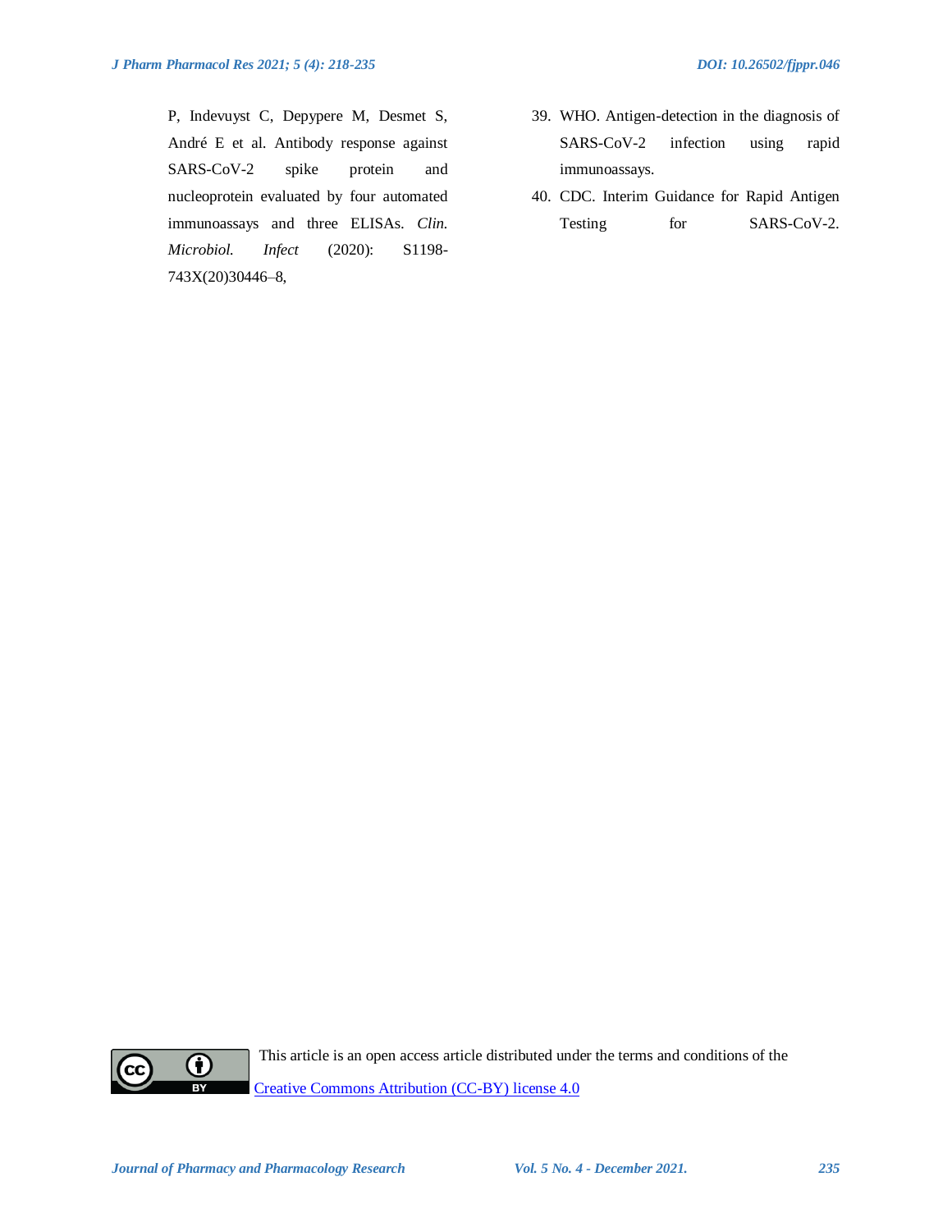P, Indevuyst C, Depypere M, Desmet S, André E et al. Antibody response against SARS-CoV-2 spike protein and nucleoprotein evaluated by four automated immunoassays and three ELISAs. *Clin. Microbiol. Infect* (2020): S1198-743X(20)30446–8,

39. WHO. Antigen-detection in the diagnosis of SARS-CoV-2 infection using rapid immunoassays.
40. CDC. Interim Guidance for Rapid Antigen Testing for SARS-CoV-2.

This article is an open access article distributed under the terms and conditions of the [Creative Commons Attribution (CC-BY) license 4.0](https://creativecommons.org/licenses/by/4.0/)